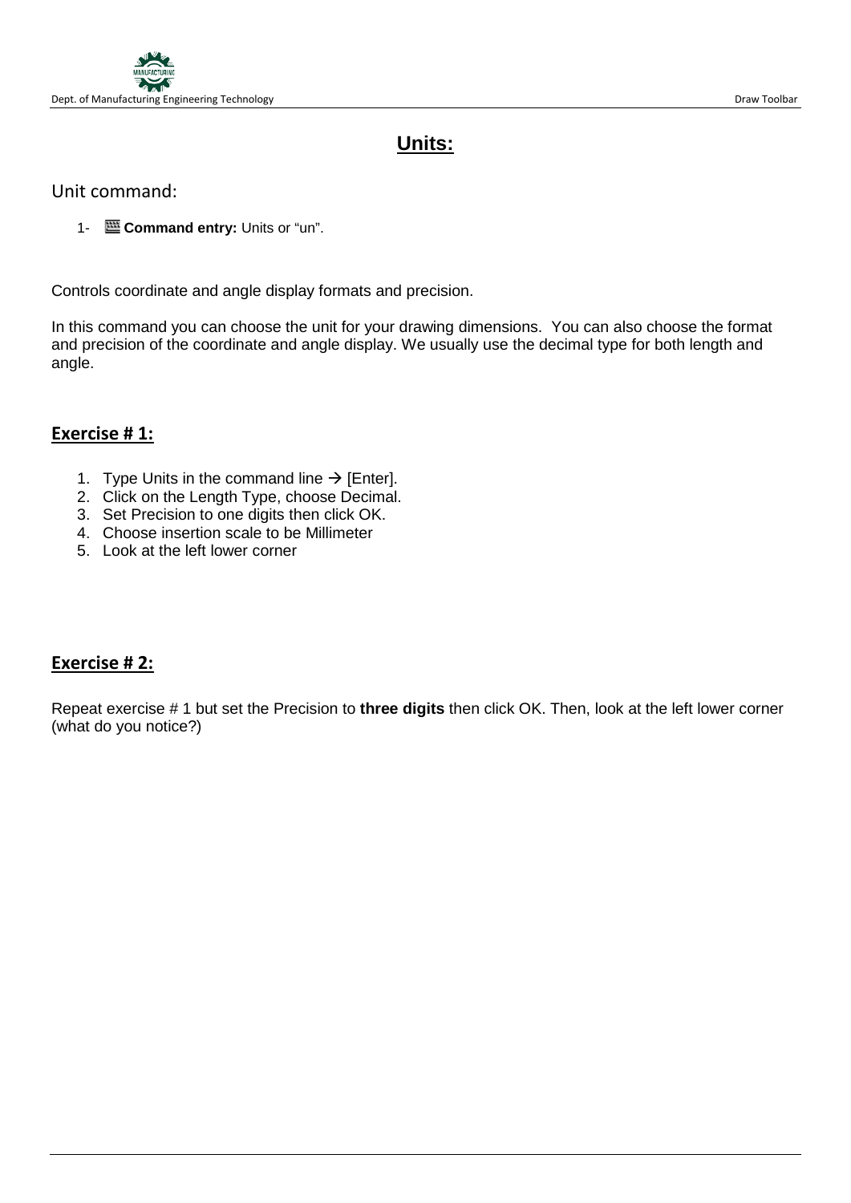# Units:

## Unit command:

1- **Command entry:** Units or "un".

Controls coordinate and angle display formats and precision.

In this command you can choose the unit for your drawing dimensions. You can also choose the format and precision of the coordinate and angle display. We usually use the decimal type for both length and angle.

### Exercise # 1:

1. Type Units in the command line → [Enter].
2. Click on the Length Type, choose Decimal.
3. Set Precision to one digits then click OK.
4. Choose insertion scale to be Millimeter
5. Look at the left lower corner

### Exercise # 2:

Repeat exercise # 1 but set the Precision to **three digits** then click OK. Then, look at the left lower corner (what do you notice?)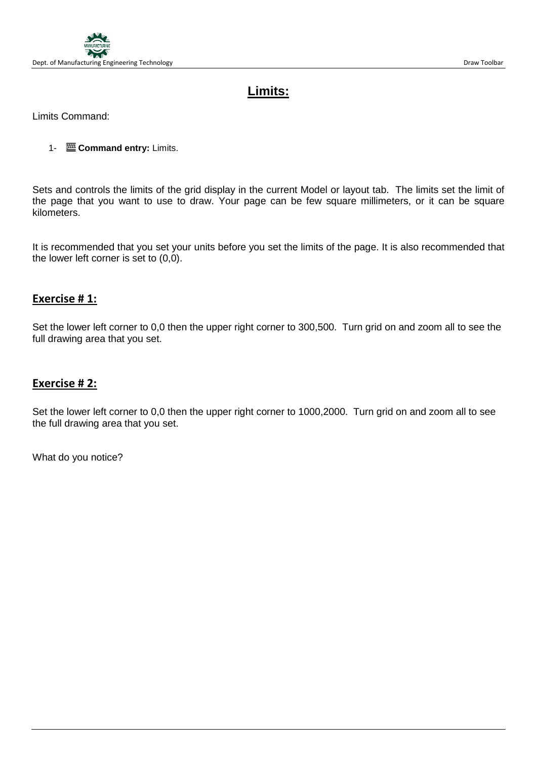# Limits:

Limits Command:

1- **Command entry:** Limits.

Sets and controls the limits of the grid display in the current Model or layout tab. The limits set the limit of the page that you want to use to draw. Your page can be few square millimeters, or it can be square kilometers.

It is recommended that you set your units before you set the limits of the page. It is also recommended that the lower left corner is set to (0,0).

## Exercise # 1:

Set the lower left corner to 0,0 then the upper right corner to 300,500. Turn grid on and zoom all to see the full drawing area that you set.

## Exercise # 2:

Set the lower left corner to 0,0 then the upper right corner to 1000,2000. Turn grid on and zoom all to see the full drawing area that you set.

What do you notice?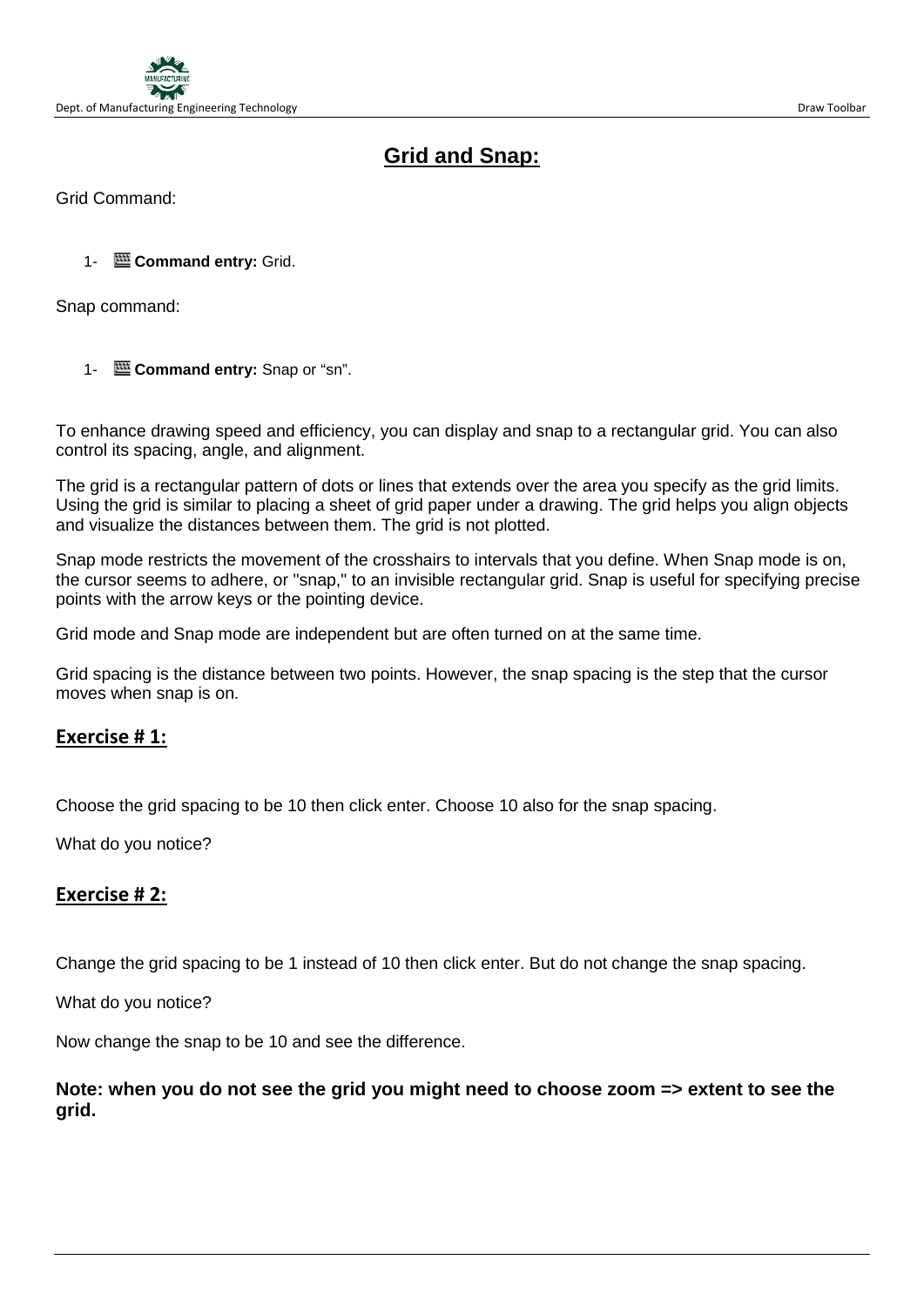# Grid and Snap:

Grid Command:

1- **Command entry:** Grid.

Snap command:

1- **Command entry:** Snap or "sn".

To enhance drawing speed and efficiency, you can display and snap to a rectangular grid. You can also control its spacing, angle, and alignment.

The grid is a rectangular pattern of dots or lines that extends over the area you specify as the grid limits. Using the grid is similar to placing a sheet of grid paper under a drawing. The grid helps you align objects and visualize the distances between them. The grid is not plotted.

Snap mode restricts the movement of the crosshairs to intervals that you define. When Snap mode is on, the cursor seems to adhere, or "snap," to an invisible rectangular grid. Snap is useful for specifying precise points with the arrow keys or the pointing device.

Grid mode and Snap mode are independent but are often turned on at the same time.

Grid spacing is the distance between two points. However, the snap spacing is the step that the cursor moves when snap is on.

## Exercise # 1:

Choose the grid spacing to be 10 then click enter. Choose 10 also for the snap spacing.

What do you notice?

## Exercise # 2:

Change the grid spacing to be 1 instead of 10 then click enter. But do not change the snap spacing.

What do you notice?

Now change the snap to be 10 and see the difference.

**Note: when you do not see the grid you might need to choose zoom => extent to see the grid.**